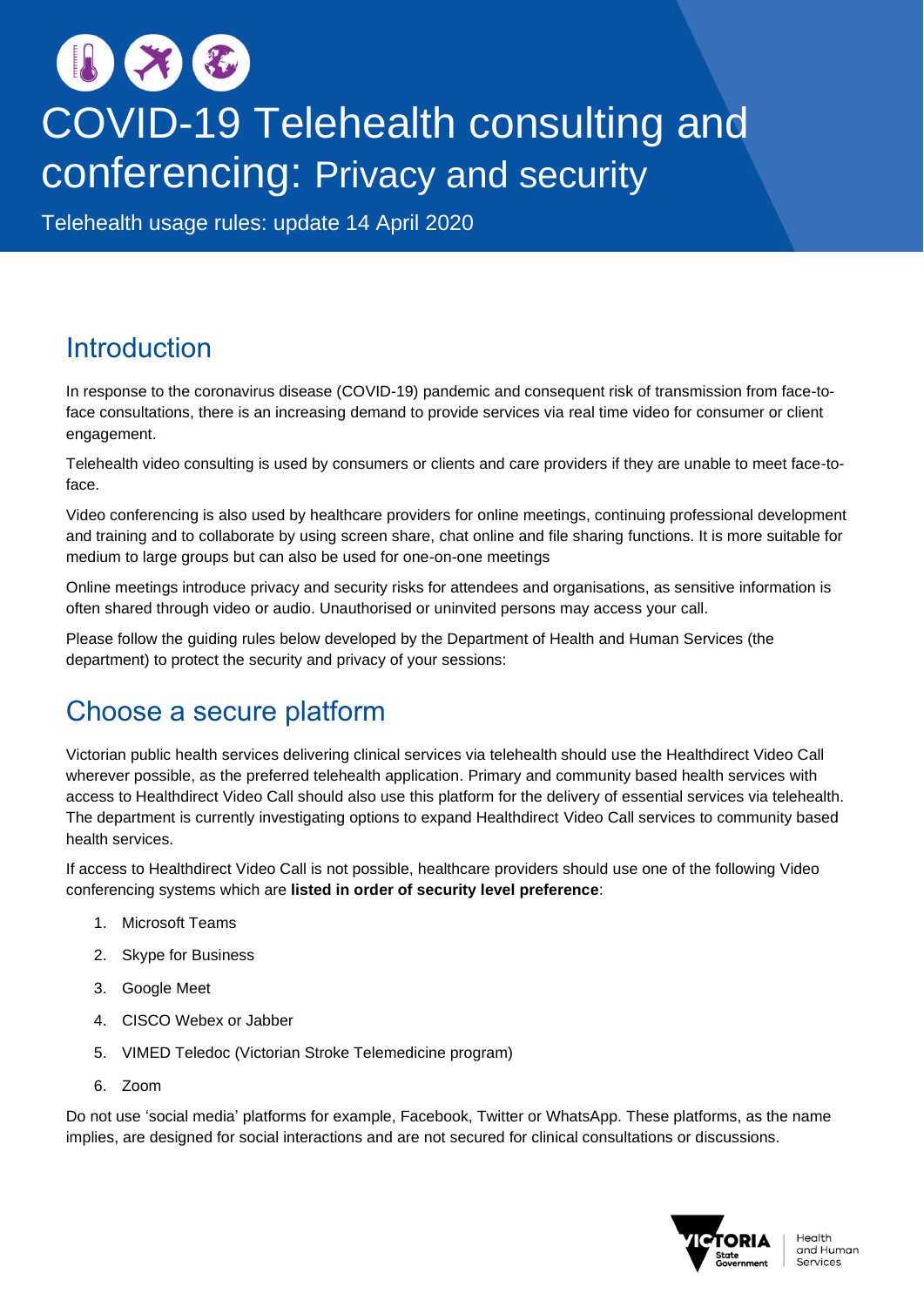# COVID-19 Telehealth consulting and conferencing: Privacy and security

Telehealth usage rules: update 14 April 2020

## Introduction

In response to the coronavirus disease (COVID-19) pandemic and consequent risk of transmission from face-to-face consultations, there is an increasing demand to provide services via real time video for consumer or client engagement.

Telehealth video consulting is used by consumers or clients and care providers if they are unable to meet face-to-face.

Video conferencing is also used by healthcare providers for online meetings, continuing professional development and training and to collaborate by using screen share, chat online and file sharing functions. It is more suitable for medium to large groups but can also be used for one-on-one meetings

Online meetings introduce privacy and security risks for attendees and organisations, as sensitive information is often shared through video or audio. Unauthorised or uninvited persons may access your call.

Please follow the guiding rules below developed by the Department of Health and Human Services (the department) to protect the security and privacy of your sessions:

## Choose a secure platform

Victorian public health services delivering clinical services via telehealth should use the Healthdirect Video Call wherever possible, as the preferred telehealth application. Primary and community based health services with access to Healthdirect Video Call should also use this platform for the delivery of essential services via telehealth. The department is currently investigating options to expand Healthdirect Video Call services to community based health services.

If access to Healthdirect Video Call is not possible, healthcare providers should use one of the following Video conferencing systems which are **listed in order of security level preference**:

1. Microsoft Teams
2. Skype for Business
3. Google Meet
4. CISCO Webex or Jabber
5. VIMED Teledoc (Victorian Stroke Telemedicine program)
6. Zoom

Do not use 'social media' platforms for example, Facebook, Twitter or WhatsApp. These platforms, as the name implies, are designed for social interactions and are not secured for clinical consultations or discussions.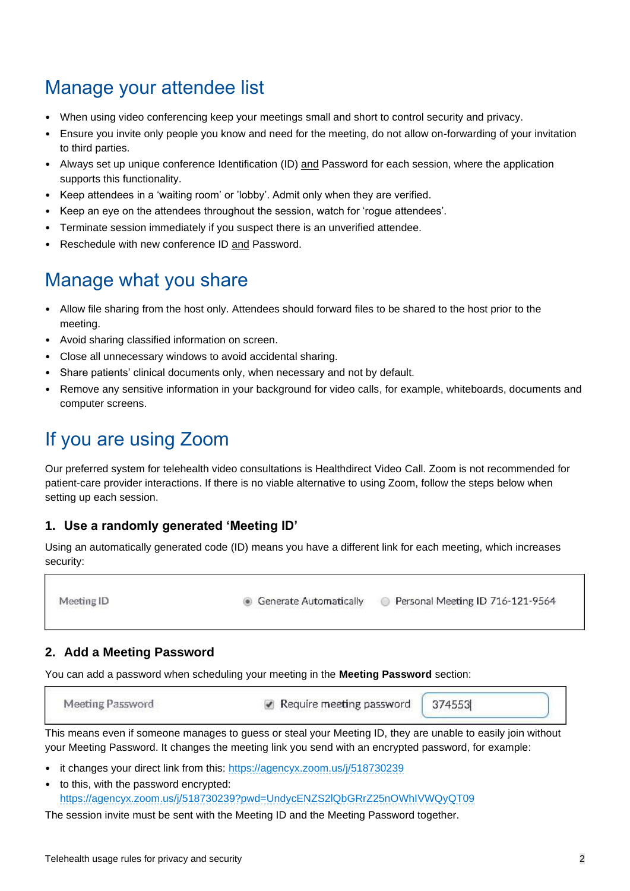## Manage your attendee list

- When using video conferencing keep your meetings small and short to control security and privacy.
- Ensure you invite only people you know and need for the meeting, do not allow on-forwarding of your invitation to third parties.
- Always set up unique conference Identification (ID) and Password for each session, where the application supports this functionality.
- Keep attendees in a 'waiting room' or 'lobby'. Admit only when they are verified.
- Keep an eye on the attendees throughout the session, watch for 'rogue attendees'.
- Terminate session immediately if you suspect there is an unverified attendee.
- Reschedule with new conference ID and Password.

## Manage what you share

- Allow file sharing from the host only. Attendees should forward files to be shared to the host prior to the meeting.
- Avoid sharing classified information on screen.
- Close all unnecessary windows to avoid accidental sharing.
- Share patients' clinical documents only, when necessary and not by default.
- Remove any sensitive information in your background for video calls, for example, whiteboards, documents and computer screens.

## If you are using Zoom

Our preferred system for telehealth video consultations is Healthdirect Video Call. Zoom is not recommended for patient-care provider interactions. If there is no viable alternative to using Zoom, follow the steps below when setting up each session.

### 1. Use a randomly generated 'Meeting ID'

Using an automatically generated code (ID) means you have a different link for each meeting, which increases security:

| Meeting ID | ◉ Generate Automatically | ○ Personal Meeting ID 716-121-9564 |
|---|---|---|

### 2. Add a Meeting Password

You can add a password when scheduling your meeting in the **Meeting Password** section:

| Meeting Password | ☑ Require meeting password | 374553 |
|---|---|---|

This means even if someone manages to guess or steal your Meeting ID, they are unable to easily join without your Meeting Password. It changes the meeting link you send with an encrypted password, for example:

- it changes your direct link from this: https://agencyx.zoom.us/j/518730239
- to this, with the password encrypted: https://agencyx.zoom.us/j/518730239?pwd=UndycENZS2lQbGRrZ25nOWhIVWQyQT09

The session invite must be sent with the Meeting ID and the Meeting Password together.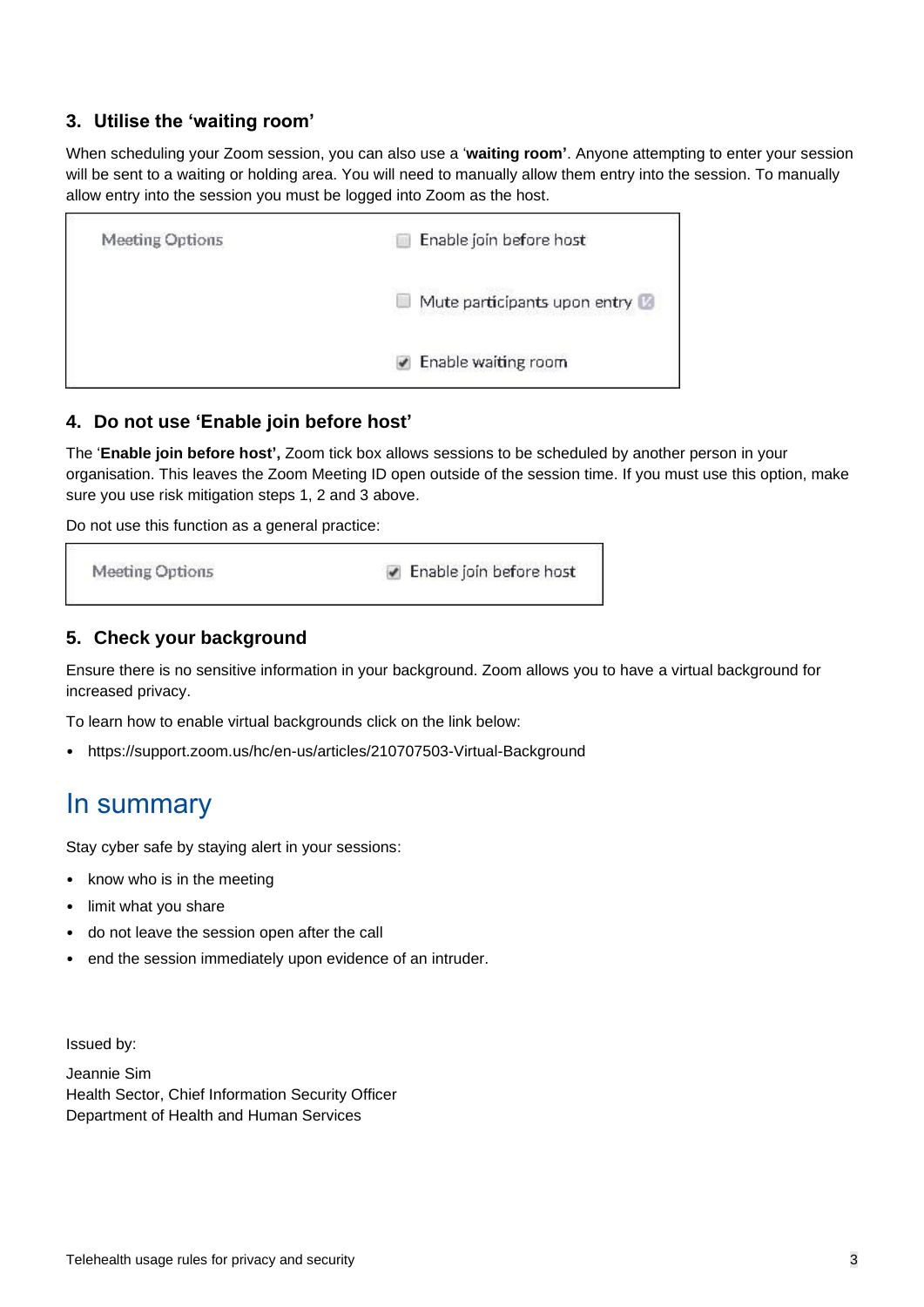### 3. Utilise the ‘waiting room’

When scheduling your Zoom session, you can also use a ‘**waiting room’**. Anyone attempting to enter your session will be sent to a waiting or holding area. You will need to manually allow them entry into the session. To manually allow entry into the session you must be logged into Zoom as the host.

| | |
|---|---|
| Meeting Options | ☐ Enable join before host |
| | ☐ Mute participants upon entry |
| | ☑ Enable waiting room |

### 4. Do not use ‘Enable join before host’

The ‘**Enable join before host’,** Zoom tick box allows sessions to be scheduled by another person in your organisation. This leaves the Zoom Meeting ID open outside of the session time. If you must use this option, make sure you use risk mitigation steps 1, 2 and 3 above.

Do not use this function as a general practice:

| | |
|---|---|
| Meeting Options | ☑ Enable join before host |

### 5. Check your background

Ensure there is no sensitive information in your background. Zoom allows you to have a virtual background for increased privacy.

To learn how to enable virtual backgrounds click on the link below:

- https://support.zoom.us/hc/en-us/articles/210707503-Virtual-Background

## In summary

Stay cyber safe by staying alert in your sessions:

- know who is in the meeting
- limit what you share
- do not leave the session open after the call
- end the session immediately upon evidence of an intruder.

Issued by:

Jeannie Sim
Health Sector, Chief Information Security Officer
Department of Health and Human Services